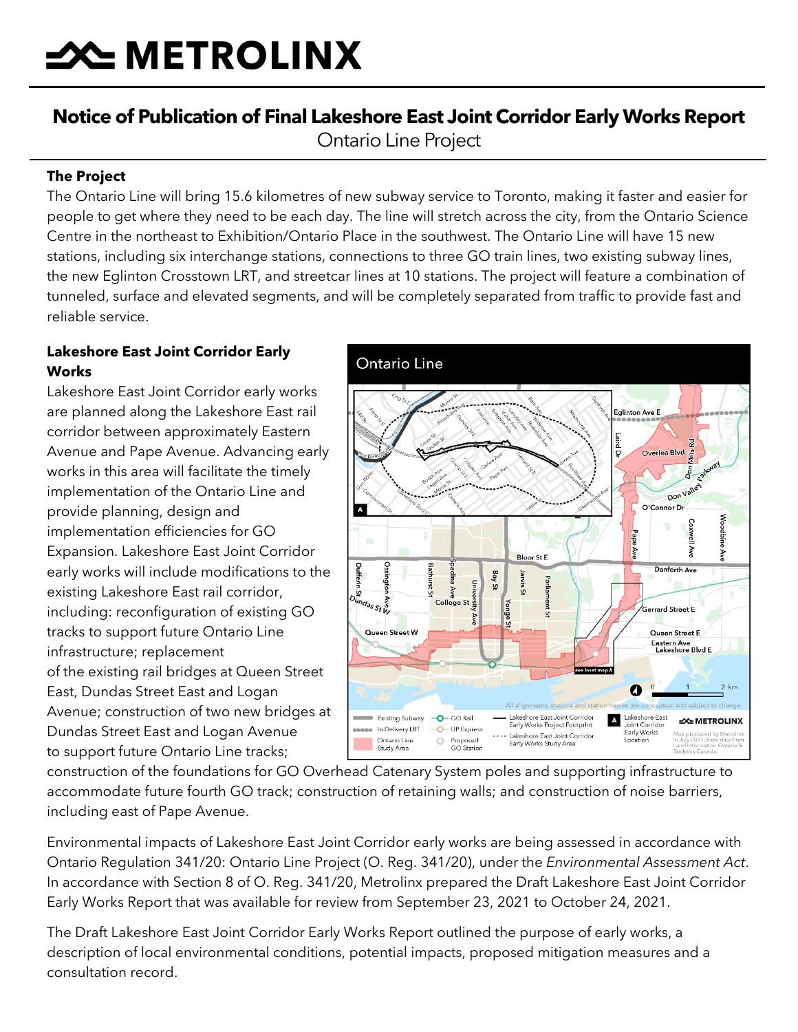# METROLINX

## Notice of Publication of Final Lakeshore East Joint Corridor Early Works Report

Ontario Line Project

### The Project

The Ontario Line will bring 15.6 kilometres of new subway service to Toronto, making it faster and easier for people to get where they need to be each day. The line will stretch across the city, from the Ontario Science Centre in the northeast to Exhibition/Ontario Place in the southwest. The Ontario Line will have 15 new stations, including six interchange stations, connections to three GO train lines, two existing subway lines, the new Eglinton Crosstown LRT, and streetcar lines at 10 stations. The project will feature a combination of tunneled, surface and elevated segments, and will be completely separated from traffic to provide fast and reliable service.

### Lakeshore East Joint Corridor Early Works

Lakeshore East Joint Corridor early works are planned along the Lakeshore East rail corridor between approximately Eastern Avenue and Pape Avenue. Advancing early works in this area will facilitate the timely implementation of the Ontario Line and provide planning, design and implementation efficiencies for GO Expansion. Lakeshore East Joint Corridor early works will include modifications to the existing Lakeshore East rail corridor, including: reconfiguration of existing GO tracks to support future Ontario Line infrastructure; replacement of the existing rail bridges at Queen Street East, Dundas Street East and Logan Avenue; construction of two new bridges at Dundas Street East and Logan Avenue to support future Ontario Line tracks; construction of the foundations for GO Overhead Catenary System poles and supporting infrastructure to accommodate future fourth GO track; construction of retaining walls; and construction of noise barriers, including east of Pape Avenue.

Environmental impacts of Lakeshore East Joint Corridor early works are being assessed in accordance with Ontario Regulation 341/20: Ontario Line Project (O. Reg. 341/20), under the *Environmental Assessment Act*. In accordance with Section 8 of O. Reg. 341/20, Metrolinx prepared the Draft Lakeshore East Joint Corridor Early Works Report that was available for review from September 23, 2021 to October 24, 2021.

The Draft Lakeshore East Joint Corridor Early Works Report outlined the purpose of early works, a description of local environmental conditions, potential impacts, proposed mitigation measures and a consultation record.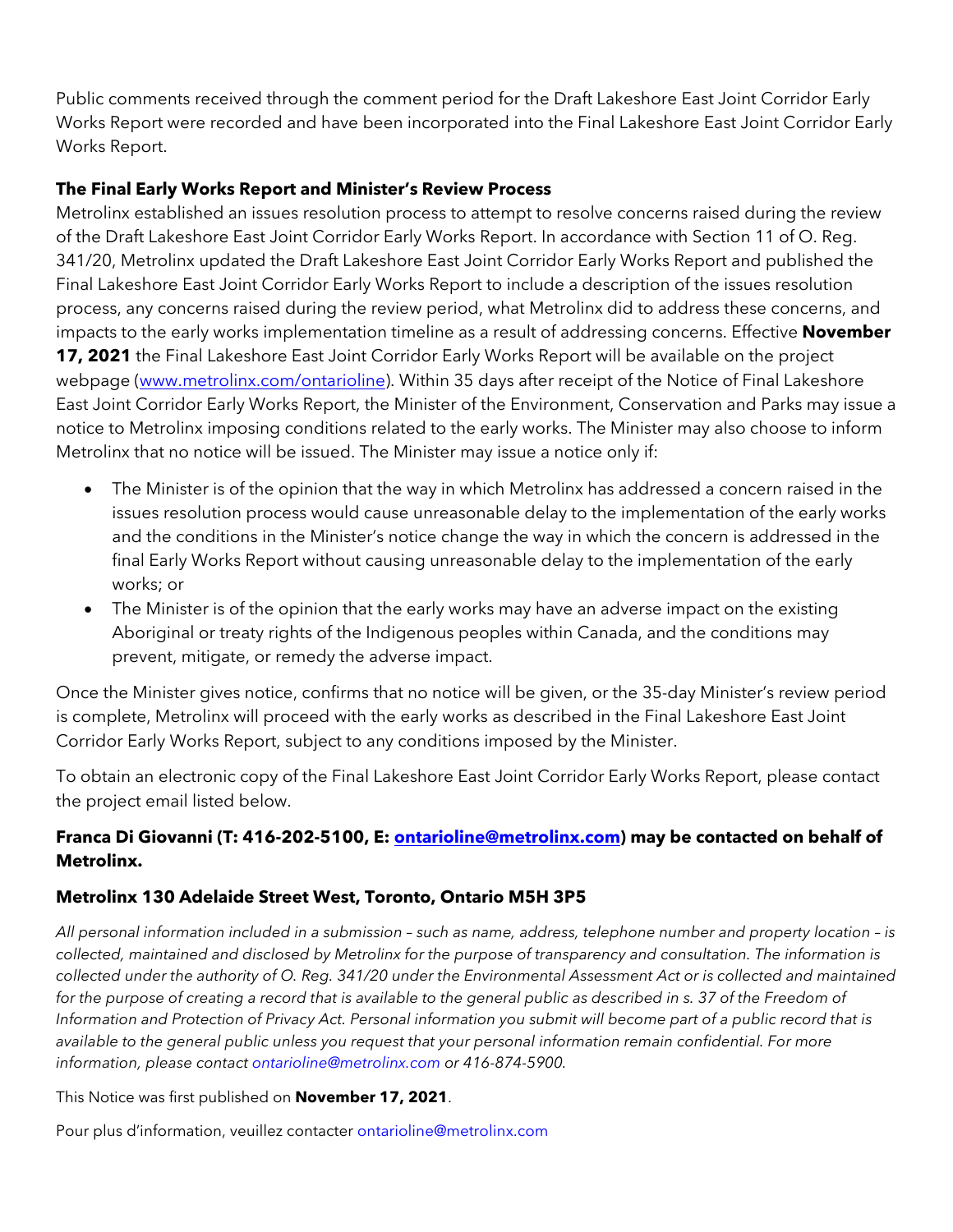Public comments received through the comment period for the Draft Lakeshore East Joint Corridor Early Works Report were recorded and have been incorporated into the Final Lakeshore East Joint Corridor Early Works Report.

**The Final Early Works Report and Minister's Review Process**

Metrolinx established an issues resolution process to attempt to resolve concerns raised during the review of the Draft Lakeshore East Joint Corridor Early Works Report. In accordance with Section 11 of O. Reg. 341/20, Metrolinx updated the Draft Lakeshore East Joint Corridor Early Works Report and published the Final Lakeshore East Joint Corridor Early Works Report to include a description of the issues resolution process, any concerns raised during the review period, what Metrolinx did to address these concerns, and impacts to the early works implementation timeline as a result of addressing concerns. Effective **November 17, 2021** the Final Lakeshore East Joint Corridor Early Works Report will be available on the project webpage ([www.metrolinx.com/ontarioline](www.metrolinx.com/ontarioline)). Within 35 days after receipt of the Notice of Final Lakeshore East Joint Corridor Early Works Report, the Minister of the Environment, Conservation and Parks may issue a notice to Metrolinx imposing conditions related to the early works. The Minister may also choose to inform Metrolinx that no notice will be issued. The Minister may issue a notice only if:

- The Minister is of the opinion that the way in which Metrolinx has addressed a concern raised in the issues resolution process would cause unreasonable delay to the implementation of the early works and the conditions in the Minister's notice change the way in which the concern is addressed in the final Early Works Report without causing unreasonable delay to the implementation of the early works; or
- The Minister is of the opinion that the early works may have an adverse impact on the existing Aboriginal or treaty rights of the Indigenous peoples within Canada, and the conditions may prevent, mitigate, or remedy the adverse impact.

Once the Minister gives notice, confirms that no notice will be given, or the 35-day Minister's review period is complete, Metrolinx will proceed with the early works as described in the Final Lakeshore East Joint Corridor Early Works Report, subject to any conditions imposed by the Minister.

To obtain an electronic copy of the Final Lakeshore East Joint Corridor Early Works Report, please contact the project email listed below.

**Franca Di Giovanni (T: 416-202-5100, E: [ontarioline@metrolinx.com](mailto:ontarioline@metrolinx.com)) may be contacted on behalf of Metrolinx.**

**Metrolinx 130 Adelaide Street West, Toronto, Ontario M5H 3P5**

*All personal information included in a submission – such as name, address, telephone number and property location – is collected, maintained and disclosed by Metrolinx for the purpose of transparency and consultation. The information is collected under the authority of O. Reg. 341/20 under the Environmental Assessment Act or is collected and maintained for the purpose of creating a record that is available to the general public as described in s. 37 of the Freedom of Information and Protection of Privacy Act. Personal information you submit will become part of a public record that is available to the general public unless you request that your personal information remain confidential. For more information, please contact ontarioline@metrolinx.com or 416-874-5900.*

This Notice was first published on **November 17, 2021**.

Pour plus d'information, veuillez contacter ontarioline@metrolinx.com